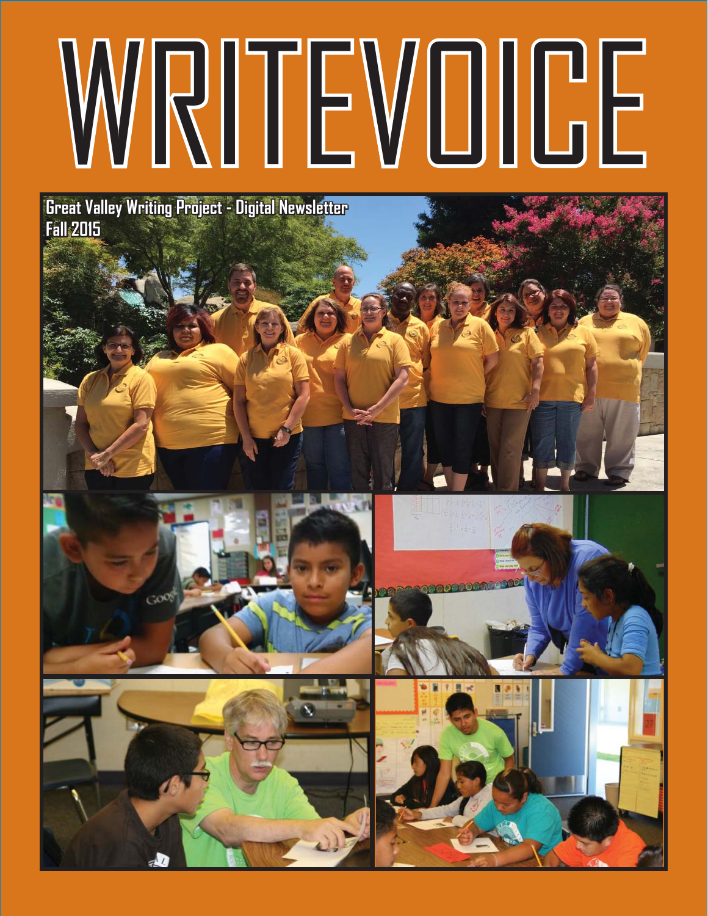# WRITEVOICE

**Great Valley Writing Project - Digital Newsletter**
**Fall 2015**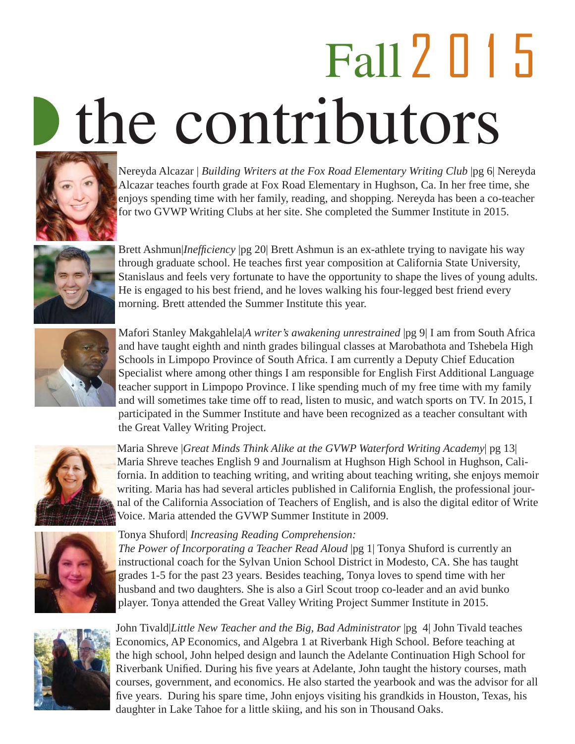# Fall 2015

# the contributors

Nereyda Alcazar | *Building Writers at the Fox Road Elementary Writing Club* |pg 6| Nereyda Alcazar teaches fourth grade at Fox Road Elementary in Hughson, Ca. In her free time, she enjoys spending time with her family, reading, and shopping. Nereyda has been a co-teacher for two GVWP Writing Clubs at her site. She completed the Summer Institute in 2015.

Brett Ashmun|*Inefficiency* |pg 20| Brett Ashmun is an ex-athlete trying to navigate his way through graduate school. He teaches first year composition at California State University, Stanislaus and feels very fortunate to have the opportunity to shape the lives of young adults. He is engaged to his best friend, and he loves walking his four-legged best friend every morning. Brett attended the Summer Institute this year.

Mafori Stanley Makgahlela|*A writer's awakening unrestrained* |pg 9| I am from South Africa and have taught eighth and ninth grades bilingual classes at Marobathota and Tshebela High Schools in Limpopo Province of South Africa. I am currently a Deputy Chief Education Specialist where among other things I am responsible for English First Additional Language teacher support in Limpopo Province. I like spending much of my free time with my family and will sometimes take time off to read, listen to music, and watch sports on TV. In 2015, I participated in the Summer Institute and have been recognized as a teacher consultant with the Great Valley Writing Project.

Maria Shreve |*Great Minds Think Alike at the GVWP Waterford Writing Academy*| pg 13| Maria Shreve teaches English 9 and Journalism at Hughson High School in Hughson, California. In addition to teaching writing, and writing about teaching writing, she enjoys memoir writing. Maria has had several articles published in California English, the professional journal of the California Association of Teachers of English, and is also the digital editor of Write Voice. Maria attended the GVWP Summer Institute in 2009.

Tonya Shuford| *Increasing Reading Comprehension: The Power of Incorporating a Teacher Read Aloud* |pg 1| Tonya Shuford is currently an instructional coach for the Sylvan Union School District in Modesto, CA. She has taught grades 1-5 for the past 23 years. Besides teaching, Tonya loves to spend time with her husband and two daughters. She is also a Girl Scout troop co-leader and an avid bunko player. Tonya attended the Great Valley Writing Project Summer Institute in 2015.

John Tivald|*Little New Teacher and the Big, Bad Administrator* |pg 4| John Tivald teaches Economics, AP Economics, and Algebra 1 at Riverbank High School. Before teaching at the high school, John helped design and launch the Adelante Continuation High School for Riverbank Unified. During his five years at Adelante, John taught the history courses, math courses, government, and economics. He also started the yearbook and was the advisor for all five years. During his spare time, John enjoys visiting his grandkids in Houston, Texas, his daughter in Lake Tahoe for a little skiing, and his son in Thousand Oaks.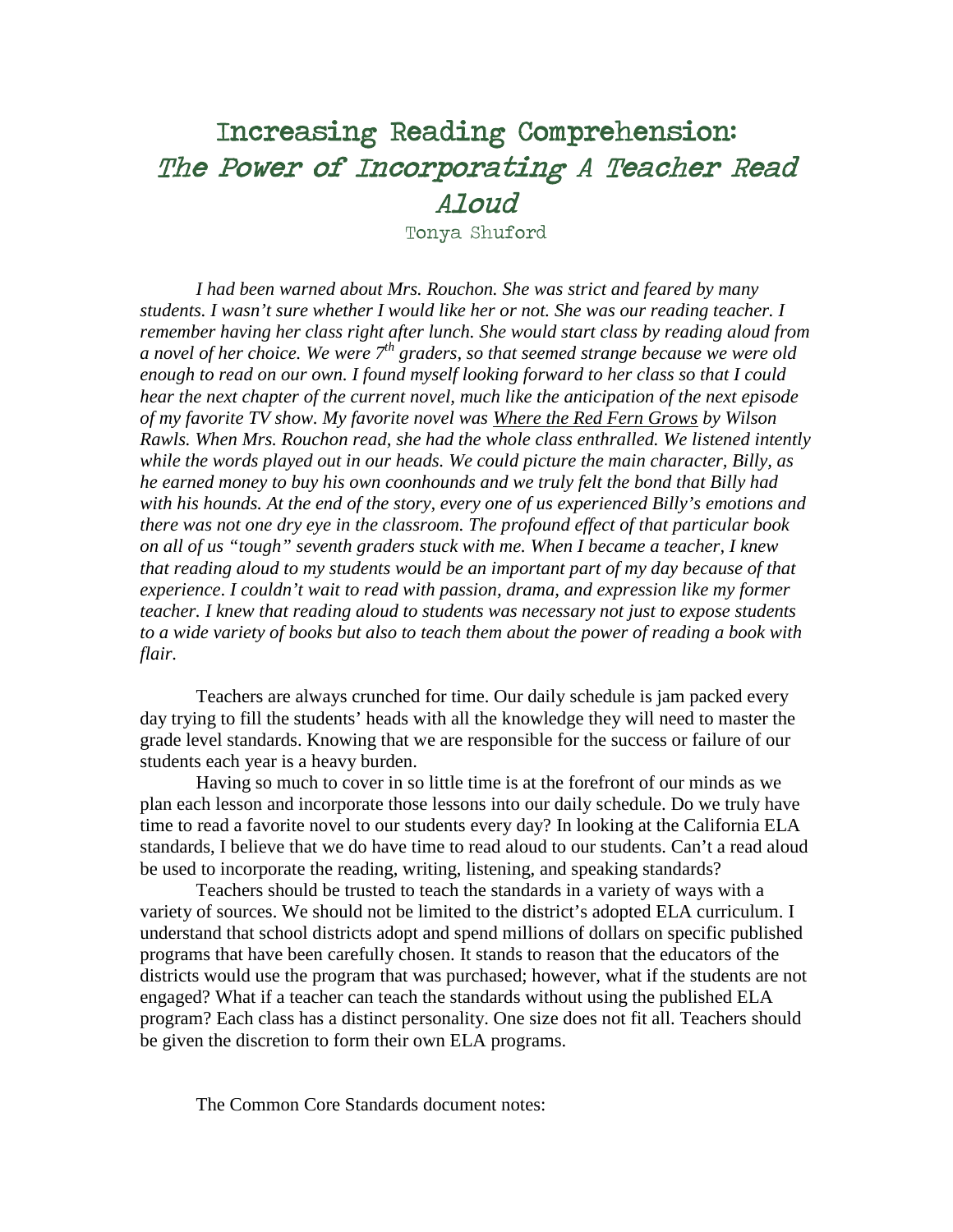# Increasing Reading Comprehension:
## *The Power of Incorporating A Teacher Read Aloud*

Tonya Shuford

*I had been warned about Mrs. Rouchon. She was strict and feared by many students. I wasn't sure whether I would like her or not. She was our reading teacher. I remember having her class right after lunch. She would start class by reading aloud from a novel of her choice. We were 7th graders, so that seemed strange because we were old enough to read on our own. I found myself looking forward to her class so that I could hear the next chapter of the current novel, much like the anticipation of the next episode of my favorite TV show. My favorite novel was Where the Red Fern Grows by Wilson Rawls. When Mrs. Rouchon read, she had the whole class enthralled. We listened intently while the words played out in our heads. We could picture the main character, Billy, as he earned money to buy his own coonhounds and we truly felt the bond that Billy had with his hounds. At the end of the story, every one of us experienced Billy's emotions and there was not one dry eye in the classroom. The profound effect of that particular book on all of us "tough" seventh graders stuck with me. When I became a teacher, I knew that reading aloud to my students would be an important part of my day because of that experience. I couldn't wait to read with passion, drama, and expression like my former teacher. I knew that reading aloud to students was necessary not just to expose students to a wide variety of books but also to teach them about the power of reading a book with flair.*

Teachers are always crunched for time. Our daily schedule is jam packed every day trying to fill the students' heads with all the knowledge they will need to master the grade level standards. Knowing that we are responsible for the success or failure of our students each year is a heavy burden.

Having so much to cover in so little time is at the forefront of our minds as we plan each lesson and incorporate those lessons into our daily schedule. Do we truly have time to read a favorite novel to our students every day? In looking at the California ELA standards, I believe that we do have time to read aloud to our students. Can't a read aloud be used to incorporate the reading, writing, listening, and speaking standards?

Teachers should be trusted to teach the standards in a variety of ways with a variety of sources. We should not be limited to the district's adopted ELA curriculum. I understand that school districts adopt and spend millions of dollars on specific published programs that have been carefully chosen. It stands to reason that the educators of the districts would use the program that was purchased; however, what if the students are not engaged? What if a teacher can teach the standards without using the published ELA program? Each class has a distinct personality. One size does not fit all. Teachers should be given the discretion to form their own ELA programs.

The Common Core Standards document notes: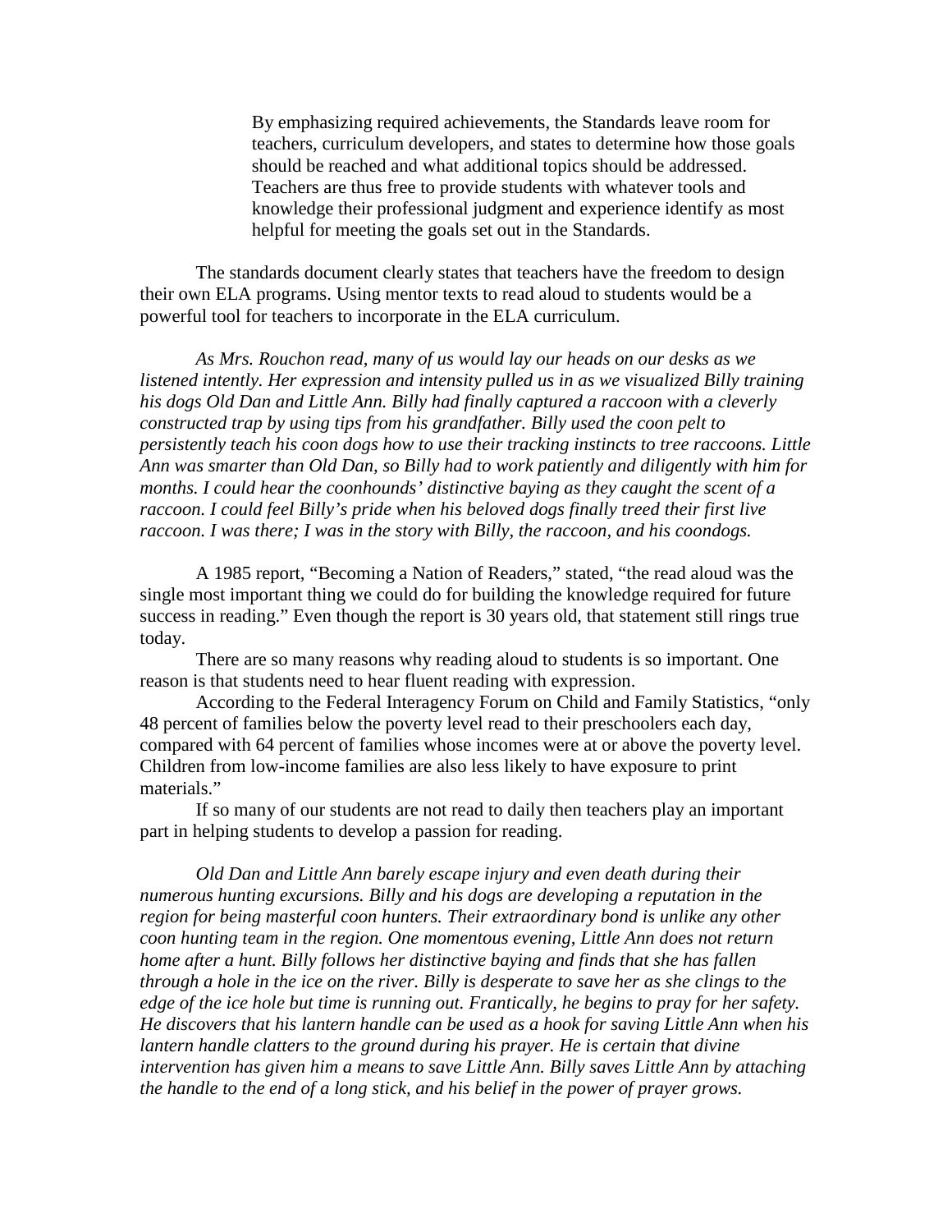> By emphasizing required achievements, the Standards leave room for teachers, curriculum developers, and states to determine how those goals should be reached and what additional topics should be addressed. Teachers are thus free to provide students with whatever tools and knowledge their professional judgment and experience identify as most helpful for meeting the goals set out in the Standards.

The standards document clearly states that teachers have the freedom to design their own ELA programs. Using mentor texts to read aloud to students would be a powerful tool for teachers to incorporate in the ELA curriculum.

*As Mrs. Rouchon read, many of us would lay our heads on our desks as we listened intently. Her expression and intensity pulled us in as we visualized Billy training his dogs Old Dan and Little Ann. Billy had finally captured a raccoon with a cleverly constructed trap by using tips from his grandfather. Billy used the coon pelt to persistently teach his coon dogs how to use their tracking instincts to tree raccoons. Little Ann was smarter than Old Dan, so Billy had to work patiently and diligently with him for months. I could hear the coonhounds' distinctive baying as they caught the scent of a raccoon. I could feel Billy's pride when his beloved dogs finally treed their first live raccoon. I was there; I was in the story with Billy, the raccoon, and his coondogs.*

A 1985 report, "Becoming a Nation of Readers," stated, "the read aloud was the single most important thing we could do for building the knowledge required for future success in reading." Even though the report is 30 years old, that statement still rings true today.

There are so many reasons why reading aloud to students is so important. One reason is that students need to hear fluent reading with expression.

According to the Federal Interagency Forum on Child and Family Statistics, "only 48 percent of families below the poverty level read to their preschoolers each day, compared with 64 percent of families whose incomes were at or above the poverty level. Children from low-income families are also less likely to have exposure to print materials."

If so many of our students are not read to daily then teachers play an important part in helping students to develop a passion for reading.

*Old Dan and Little Ann barely escape injury and even death during their numerous hunting excursions. Billy and his dogs are developing a reputation in the region for being masterful coon hunters. Their extraordinary bond is unlike any other coon hunting team in the region. One momentous evening, Little Ann does not return home after a hunt. Billy follows her distinctive baying and finds that she has fallen through a hole in the ice on the river. Billy is desperate to save her as she clings to the edge of the ice hole but time is running out. Frantically, he begins to pray for her safety. He discovers that his lantern handle can be used as a hook for saving Little Ann when his lantern handle clatters to the ground during his prayer. He is certain that divine intervention has given him a means to save Little Ann. Billy saves Little Ann by attaching the handle to the end of a long stick, and his belief in the power of prayer grows.*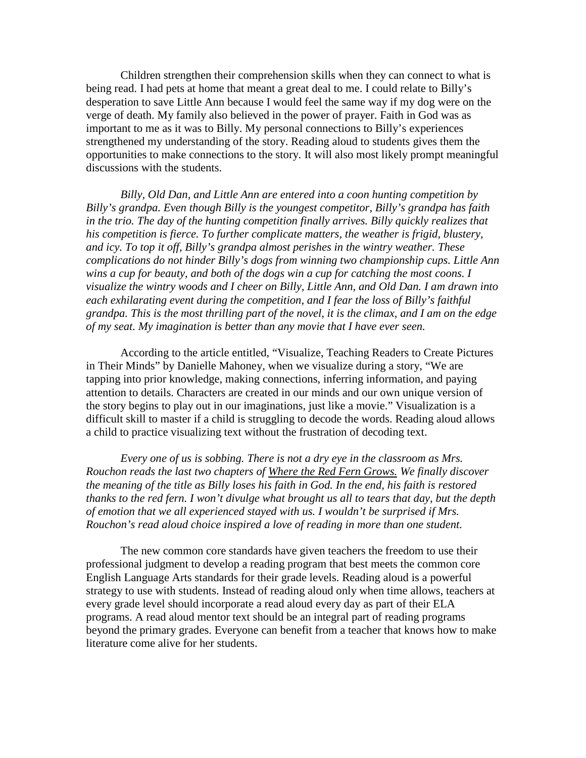Children strengthen their comprehension skills when they can connect to what is being read. I had pets at home that meant a great deal to me. I could relate to Billy's desperation to save Little Ann because I would feel the same way if my dog were on the verge of death. My family also believed in the power of prayer. Faith in God was as important to me as it was to Billy. My personal connections to Billy's experiences strengthened my understanding of the story. Reading aloud to students gives them the opportunities to make connections to the story. It will also most likely prompt meaningful discussions with the students.

*Billy, Old Dan, and Little Ann are entered into a coon hunting competition by Billy's grandpa. Even though Billy is the youngest competitor, Billy's grandpa has faith in the trio. The day of the hunting competition finally arrives. Billy quickly realizes that his competition is fierce. To further complicate matters, the weather is frigid, blustery, and icy. To top it off, Billy's grandpa almost perishes in the wintry weather. These complications do not hinder Billy's dogs from winning two championship cups. Little Ann wins a cup for beauty, and both of the dogs win a cup for catching the most coons. I visualize the wintry woods and I cheer on Billy, Little Ann, and Old Dan. I am drawn into each exhilarating event during the competition, and I fear the loss of Billy's faithful grandpa. This is the most thrilling part of the novel, it is the climax, and I am on the edge of my seat. My imagination is better than any movie that I have ever seen.*

According to the article entitled, "Visualize, Teaching Readers to Create Pictures in Their Minds" by Danielle Mahoney, when we visualize during a story, "We are tapping into prior knowledge, making connections, inferring information, and paying attention to details. Characters are created in our minds and our own unique version of the story begins to play out in our imaginations, just like a movie." Visualization is a difficult skill to master if a child is struggling to decode the words. Reading aloud allows a child to practice visualizing text without the frustration of decoding text.

*Every one of us is sobbing. There is not a dry eye in the classroom as Mrs. Rouchon reads the last two chapters of <u>Where the Red Fern Grows.</u> We finally discover the meaning of the title as Billy loses his faith in God. In the end, his faith is restored thanks to the red fern. I won't divulge what brought us all to tears that day, but the depth of emotion that we all experienced stayed with us. I wouldn't be surprised if Mrs. Rouchon's read aloud choice inspired a love of reading in more than one student.*

The new common core standards have given teachers the freedom to use their professional judgment to develop a reading program that best meets the common core English Language Arts standards for their grade levels. Reading aloud is a powerful strategy to use with students. Instead of reading aloud only when time allows, teachers at every grade level should incorporate a read aloud every day as part of their ELA programs. A read aloud mentor text should be an integral part of reading programs beyond the primary grades. Everyone can benefit from a teacher that knows how to make literature come alive for her students.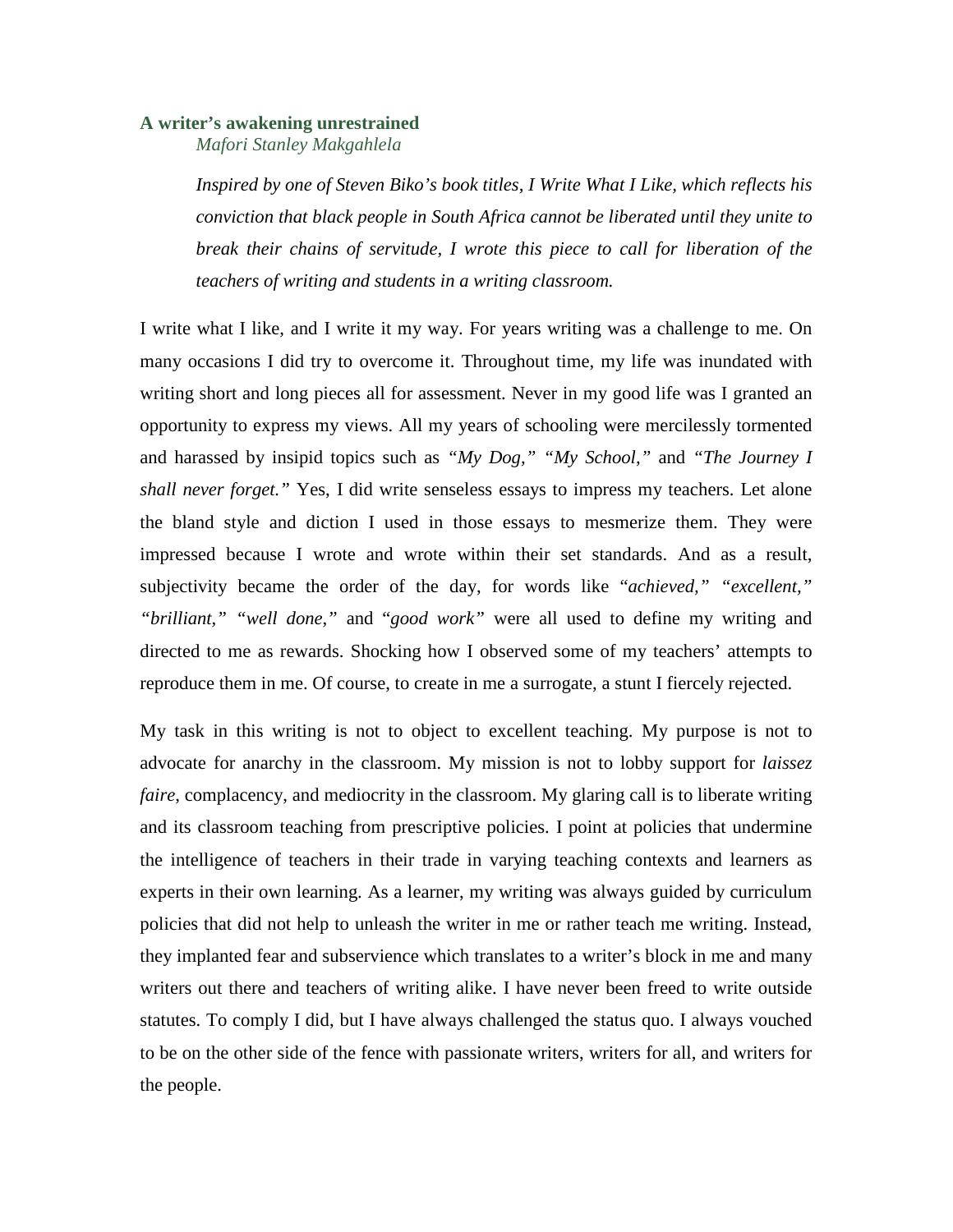### A writer's awakening unrestrained

*Mafori Stanley Makgahlela*

> *Inspired by one of Steven Biko's book titles, I Write What I Like, which reflects his conviction that black people in South Africa cannot be liberated until they unite to break their chains of servitude, I wrote this piece to call for liberation of the teachers of writing and students in a writing classroom.*

I write what I like, and I write it my way. For years writing was a challenge to me. On many occasions I did try to overcome it. Throughout time, my life was inundated with writing short and long pieces all for assessment. Never in my good life was I granted an opportunity to express my views. All my years of schooling were mercilessly tormented and harassed by insipid topics such as *"My Dog," "My School,"* and *"The Journey I shall never forget."* Yes, I did write senseless essays to impress my teachers. Let alone the bland style and diction I used in those essays to mesmerize them. They were impressed because I wrote and wrote within their set standards. And as a result, subjectivity became the order of the day, for words like "*achieved," "excellent," "brilliant," "well done,"* and "*good work"* were all used to define my writing and directed to me as rewards. Shocking how I observed some of my teachers' attempts to reproduce them in me. Of course, to create in me a surrogate, a stunt I fiercely rejected.

My task in this writing is not to object to excellent teaching. My purpose is not to advocate for anarchy in the classroom. My mission is not to lobby support for *laissez faire*, complacency, and mediocrity in the classroom. My glaring call is to liberate writing and its classroom teaching from prescriptive policies. I point at policies that undermine the intelligence of teachers in their trade in varying teaching contexts and learners as experts in their own learning. As a learner, my writing was always guided by curriculum policies that did not help to unleash the writer in me or rather teach me writing. Instead, they implanted fear and subservience which translates to a writer's block in me and many writers out there and teachers of writing alike. I have never been freed to write outside statutes. To comply I did, but I have always challenged the status quo. I always vouched to be on the other side of the fence with passionate writers, writers for all, and writers for the people.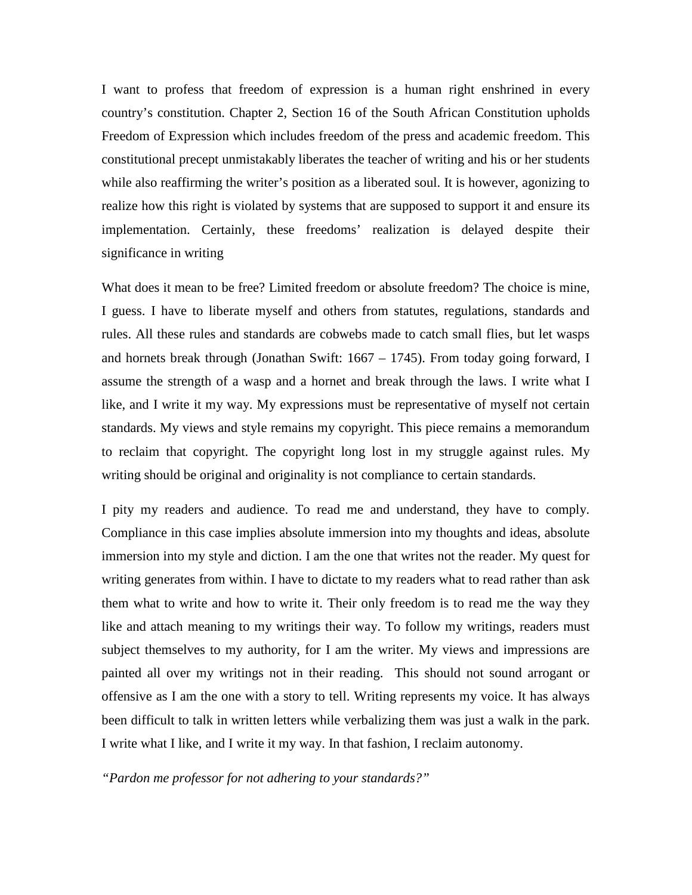I want to profess that freedom of expression is a human right enshrined in every country's constitution. Chapter 2, Section 16 of the South African Constitution upholds Freedom of Expression which includes freedom of the press and academic freedom. This constitutional precept unmistakably liberates the teacher of writing and his or her students while also reaffirming the writer's position as a liberated soul. It is however, agonizing to realize how this right is violated by systems that are supposed to support it and ensure its implementation. Certainly, these freedoms' realization is delayed despite their significance in writing

What does it mean to be free? Limited freedom or absolute freedom? The choice is mine, I guess. I have to liberate myself and others from statutes, regulations, standards and rules. All these rules and standards are cobwebs made to catch small flies, but let wasps and hornets break through (Jonathan Swift: 1667 – 1745). From today going forward, I assume the strength of a wasp and a hornet and break through the laws. I write what I like, and I write it my way. My expressions must be representative of myself not certain standards. My views and style remains my copyright. This piece remains a memorandum to reclaim that copyright. The copyright long lost in my struggle against rules. My writing should be original and originality is not compliance to certain standards.

I pity my readers and audience. To read me and understand, they have to comply. Compliance in this case implies absolute immersion into my thoughts and ideas, absolute immersion into my style and diction. I am the one that writes not the reader. My quest for writing generates from within. I have to dictate to my readers what to read rather than ask them what to write and how to write it. Their only freedom is to read me the way they like and attach meaning to my writings their way. To follow my writings, readers must subject themselves to my authority, for I am the writer. My views and impressions are painted all over my writings not in their reading. This should not sound arrogant or offensive as I am the one with a story to tell. Writing represents my voice. It has always been difficult to talk in written letters while verbalizing them was just a walk in the park. I write what I like, and I write it my way. In that fashion, I reclaim autonomy.

*"Pardon me professor for not adhering to your standards?"*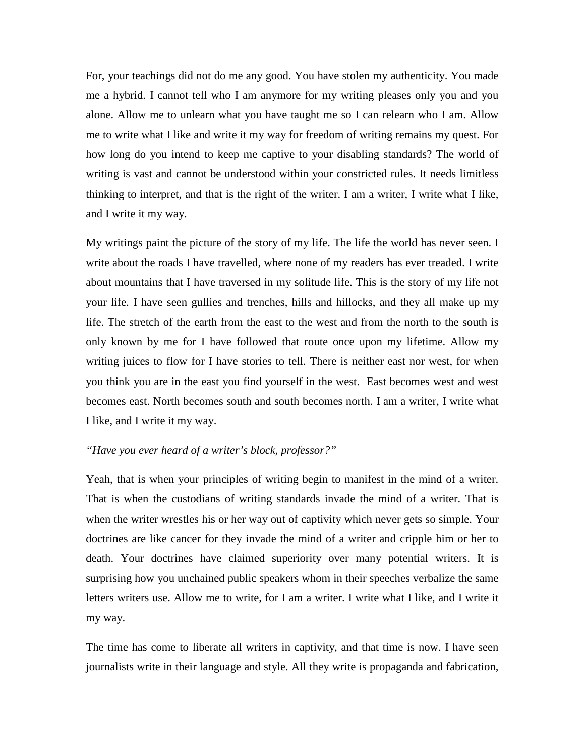For, your teachings did not do me any good. You have stolen my authenticity. You made me a hybrid. I cannot tell who I am anymore for my writing pleases only you and you alone. Allow me to unlearn what you have taught me so I can relearn who I am. Allow me to write what I like and write it my way for freedom of writing remains my quest. For how long do you intend to keep me captive to your disabling standards? The world of writing is vast and cannot be understood within your constricted rules. It needs limitless thinking to interpret, and that is the right of the writer. I am a writer, I write what I like, and I write it my way.

My writings paint the picture of the story of my life. The life the world has never seen. I write about the roads I have travelled, where none of my readers has ever treaded. I write about mountains that I have traversed in my solitude life. This is the story of my life not your life. I have seen gullies and trenches, hills and hillocks, and they all make up my life. The stretch of the earth from the east to the west and from the north to the south is only known by me for I have followed that route once upon my lifetime. Allow my writing juices to flow for I have stories to tell. There is neither east nor west, for when you think you are in the east you find yourself in the west. East becomes west and west becomes east. North becomes south and south becomes north. I am a writer, I write what I like, and I write it my way.

*"Have you ever heard of a writer's block, professor?"*

Yeah, that is when your principles of writing begin to manifest in the mind of a writer. That is when the custodians of writing standards invade the mind of a writer. That is when the writer wrestles his or her way out of captivity which never gets so simple. Your doctrines are like cancer for they invade the mind of a writer and cripple him or her to death. Your doctrines have claimed superiority over many potential writers. It is surprising how you unchained public speakers whom in their speeches verbalize the same letters writers use. Allow me to write, for I am a writer. I write what I like, and I write it my way.

The time has come to liberate all writers in captivity, and that time is now. I have seen journalists write in their language and style. All they write is propaganda and fabrication,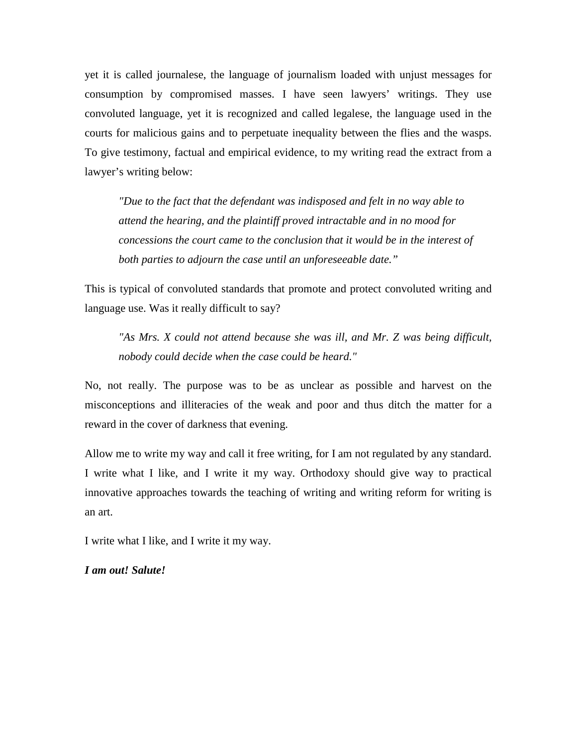yet it is called journalese, the language of journalism loaded with unjust messages for consumption by compromised masses. I have seen lawyers' writings. They use convoluted language, yet it is recognized and called legalese, the language used in the courts for malicious gains and to perpetuate inequality between the flies and the wasps. To give testimony, factual and empirical evidence, to my writing read the extract from a lawyer's writing below:

> *"Due to the fact that the defendant was indisposed and felt in no way able to attend the hearing, and the plaintiff proved intractable and in no mood for concessions the court came to the conclusion that it would be in the interest of both parties to adjourn the case until an unforeseeable date."*

This is typical of convoluted standards that promote and protect convoluted writing and language use. Was it really difficult to say?

> *"As Mrs. X could not attend because she was ill, and Mr. Z was being difficult, nobody could decide when the case could be heard."*

No, not really. The purpose was to be as unclear as possible and harvest on the misconceptions and illiteracies of the weak and poor and thus ditch the matter for a reward in the cover of darkness that evening.

Allow me to write my way and call it free writing, for I am not regulated by any standard. I write what I like, and I write it my way. Orthodoxy should give way to practical innovative approaches towards the teaching of writing and writing reform for writing is an art.

I write what I like, and I write it my way.

***I am out! Salute!***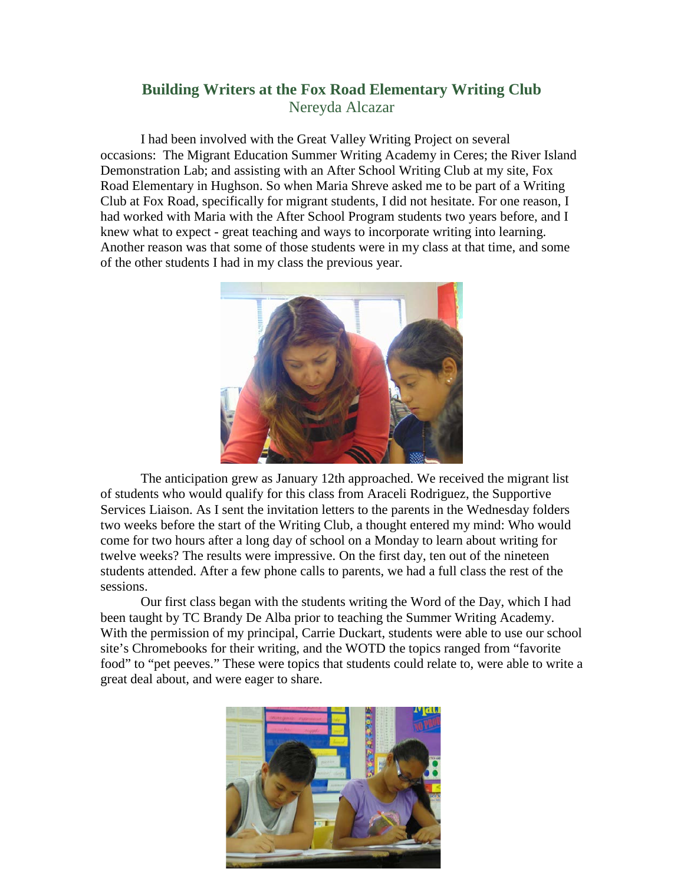## Building Writers at the Fox Road Elementary Writing Club

Nereyda Alcazar

I had been involved with the Great Valley Writing Project on several occasions: The Migrant Education Summer Writing Academy in Ceres; the River Island Demonstration Lab; and assisting with an After School Writing Club at my site, Fox Road Elementary in Hughson. So when Maria Shreve asked me to be part of a Writing Club at Fox Road, specifically for migrant students, I did not hesitate. For one reason, I had worked with Maria with the After School Program students two years before, and I knew what to expect - great teaching and ways to incorporate writing into learning. Another reason was that some of those students were in my class at that time, and some of the other students I had in my class the previous year.

The anticipation grew as January 12th approached. We received the migrant list of students who would qualify for this class from Araceli Rodriguez, the Supportive Services Liaison. As I sent the invitation letters to the parents in the Wednesday folders two weeks before the start of the Writing Club, a thought entered my mind: Who would come for two hours after a long day of school on a Monday to learn about writing for twelve weeks? The results were impressive. On the first day, ten out of the nineteen students attended. After a few phone calls to parents, we had a full class the rest of the sessions.

Our first class began with the students writing the Word of the Day, which I had been taught by TC Brandy De Alba prior to teaching the Summer Writing Academy. With the permission of my principal, Carrie Duckart, students were able to use our school site's Chromebooks for their writing, and the WOTD the topics ranged from "favorite food" to "pet peeves." These were topics that students could relate to, were able to write a great deal about, and were eager to share.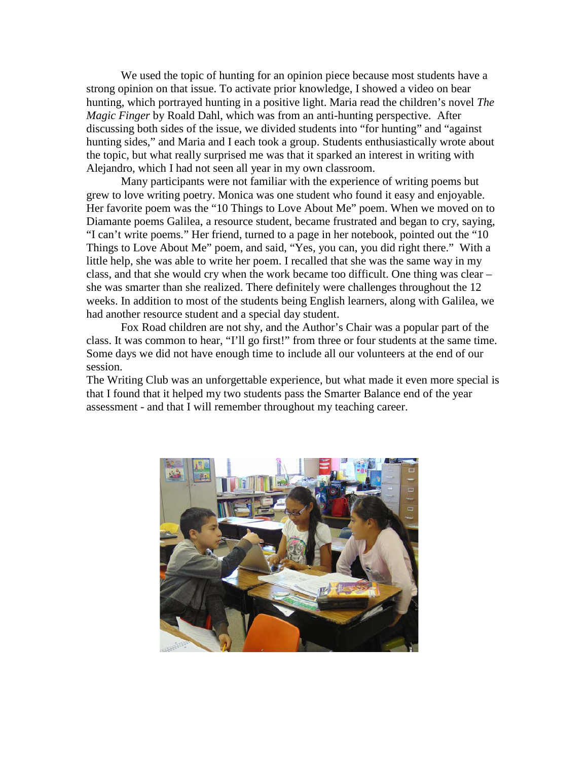We used the topic of hunting for an opinion piece because most students have a strong opinion on that issue. To activate prior knowledge, I showed a video on bear hunting, which portrayed hunting in a positive light. Maria read the children's novel *The Magic Finger* by Roald Dahl, which was from an anti-hunting perspective. After discussing both sides of the issue, we divided students into "for hunting" and "against hunting sides," and Maria and I each took a group. Students enthusiastically wrote about the topic, but what really surprised me was that it sparked an interest in writing with Alejandro, which I had not seen all year in my own classroom.

Many participants were not familiar with the experience of writing poems but grew to love writing poetry. Monica was one student who found it easy and enjoyable. Her favorite poem was the "10 Things to Love About Me" poem. When we moved on to Diamante poems Galilea, a resource student, became frustrated and began to cry, saying, "I can't write poems." Her friend, turned to a page in her notebook, pointed out the "10 Things to Love About Me" poem, and said, "Yes, you can, you did right there." With a little help, she was able to write her poem. I recalled that she was the same way in my class, and that she would cry when the work became too difficult. One thing was clear – she was smarter than she realized. There definitely were challenges throughout the 12 weeks. In addition to most of the students being English learners, along with Galilea, we had another resource student and a special day student.

Fox Road children are not shy, and the Author's Chair was a popular part of the class. It was common to hear, "I'll go first!" from three or four students at the same time. Some days we did not have enough time to include all our volunteers at the end of our session.

The Writing Club was an unforgettable experience, but what made it even more special is that I found that it helped my two students pass the Smarter Balance end of the year assessment - and that I will remember throughout my teaching career.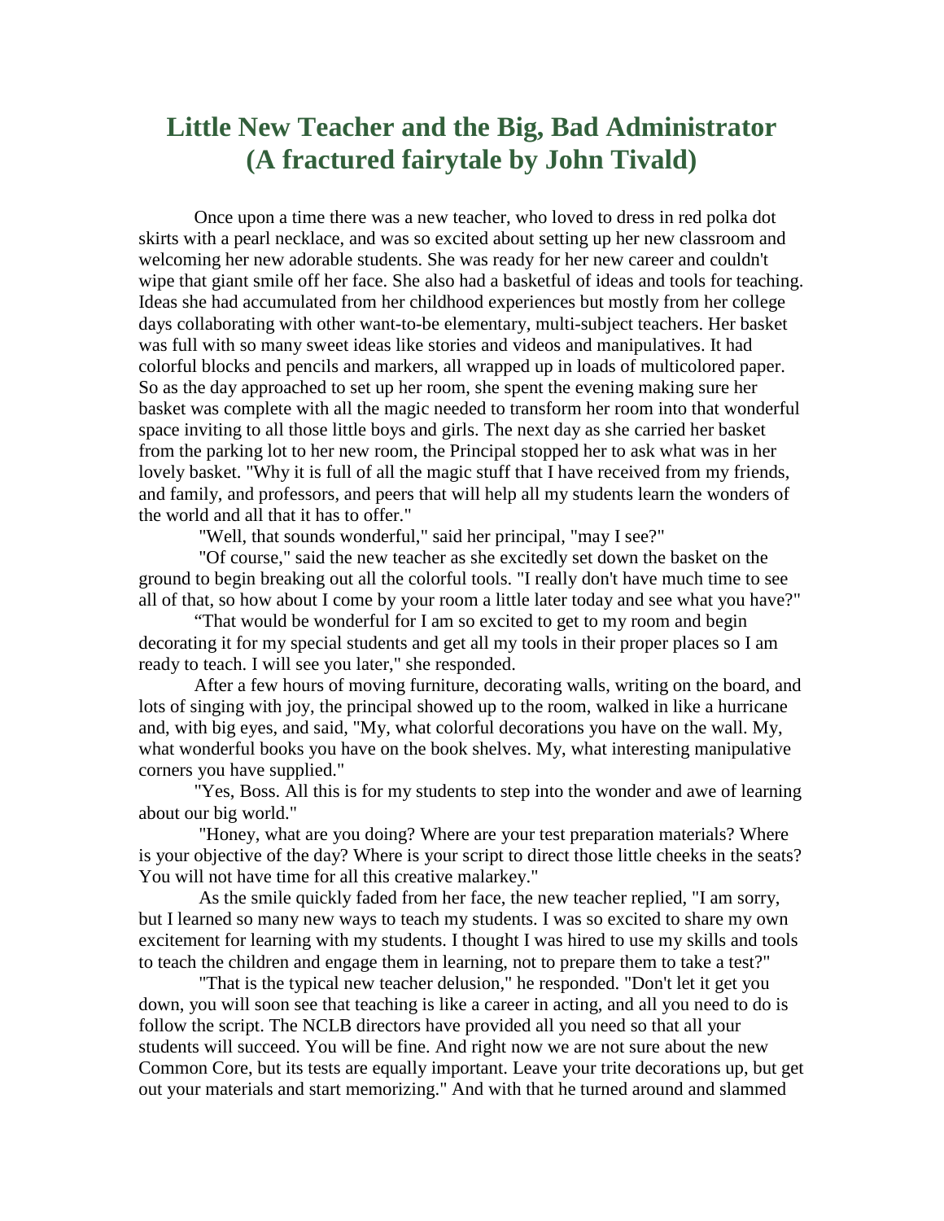# Little New Teacher and the Big, Bad Administrator (A fractured fairytale by John Tivald)

Once upon a time there was a new teacher, who loved to dress in red polka dot skirts with a pearl necklace, and was so excited about setting up her new classroom and welcoming her new adorable students. She was ready for her new career and couldn't wipe that giant smile off her face. She also had a basketful of ideas and tools for teaching. Ideas she had accumulated from her childhood experiences but mostly from her college days collaborating with other want-to-be elementary, multi-subject teachers. Her basket was full with so many sweet ideas like stories and videos and manipulatives. It had colorful blocks and pencils and markers, all wrapped up in loads of multicolored paper. So as the day approached to set up her room, she spent the evening making sure her basket was complete with all the magic needed to transform her room into that wonderful space inviting to all those little boys and girls. The next day as she carried her basket from the parking lot to her new room, the Principal stopped her to ask what was in her lovely basket. "Why it is full of all the magic stuff that I have received from my friends, and family, and professors, and peers that will help all my students learn the wonders of the world and all that it has to offer."

"Well, that sounds wonderful," said her principal, "may I see?"

"Of course," said the new teacher as she excitedly set down the basket on the ground to begin breaking out all the colorful tools. "I really don't have much time to see all of that, so how about I come by your room a little later today and see what you have?"

"That would be wonderful for I am so excited to get to my room and begin decorating it for my special students and get all my tools in their proper places so I am ready to teach. I will see you later," she responded.

After a few hours of moving furniture, decorating walls, writing on the board, and lots of singing with joy, the principal showed up to the room, walked in like a hurricane and, with big eyes, and said, "My, what colorful decorations you have on the wall. My, what wonderful books you have on the book shelves. My, what interesting manipulative corners you have supplied."

"Yes, Boss. All this is for my students to step into the wonder and awe of learning about our big world."

"Honey, what are you doing? Where are your test preparation materials? Where is your objective of the day? Where is your script to direct those little cheeks in the seats? You will not have time for all this creative malarkey."

As the smile quickly faded from her face, the new teacher replied, "I am sorry, but I learned so many new ways to teach my students. I was so excited to share my own excitement for learning with my students. I thought I was hired to use my skills and tools to teach the children and engage them in learning, not to prepare them to take a test?"

"That is the typical new teacher delusion," he responded. "Don't let it get you down, you will soon see that teaching is like a career in acting, and all you need to do is follow the script. The NCLB directors have provided all you need so that all your students will succeed. You will be fine. And right now we are not sure about the new Common Core, but its tests are equally important. Leave your trite decorations up, but get out your materials and start memorizing." And with that he turned around and slammed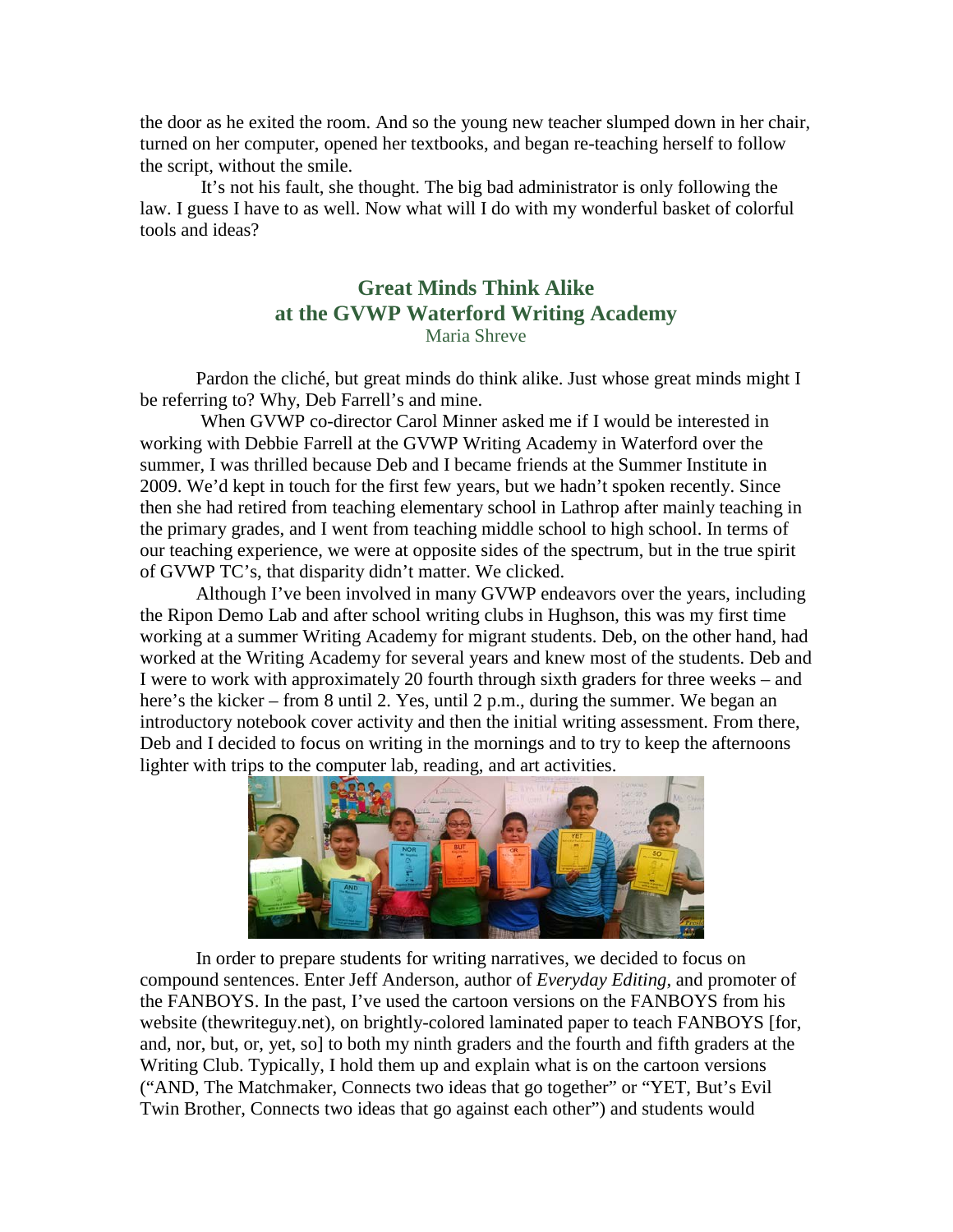the door as he exited the room. And so the young new teacher slumped down in her chair, turned on her computer, opened her textbooks, and began re-teaching herself to follow the script, without the smile.

It's not his fault, she thought. The big bad administrator is only following the law. I guess I have to as well. Now what will I do with my wonderful basket of colorful tools and ideas?

## Great Minds Think Alike at the GVWP Waterford Writing Academy

Maria Shreve

Pardon the cliché, but great minds do think alike. Just whose great minds might I be referring to? Why, Deb Farrell's and mine.

When GVWP co-director Carol Minner asked me if I would be interested in working with Debbie Farrell at the GVWP Writing Academy in Waterford over the summer, I was thrilled because Deb and I became friends at the Summer Institute in 2009. We'd kept in touch for the first few years, but we hadn't spoken recently. Since then she had retired from teaching elementary school in Lathrop after mainly teaching in the primary grades, and I went from teaching middle school to high school. In terms of our teaching experience, we were at opposite sides of the spectrum, but in the true spirit of GVWP TC's, that disparity didn't matter. We clicked.

Although I've been involved in many GVWP endeavors over the years, including the Ripon Demo Lab and after school writing clubs in Hughson, this was my first time working at a summer Writing Academy for migrant students. Deb, on the other hand, had worked at the Writing Academy for several years and knew most of the students. Deb and I were to work with approximately 20 fourth through sixth graders for three weeks – and here's the kicker – from 8 until 2. Yes, until 2 p.m., during the summer. We began an introductory notebook cover activity and then the initial writing assessment. From there, Deb and I decided to focus on writing in the mornings and to try to keep the afternoons lighter with trips to the computer lab, reading, and art activities.

In order to prepare students for writing narratives, we decided to focus on compound sentences. Enter Jeff Anderson, author of *Everyday Editing*, and promoter of the FANBOYS. In the past, I've used the cartoon versions on the FANBOYS from his website (thewriteguy.net), on brightly-colored laminated paper to teach FANBOYS [for, and, nor, but, or, yet, so] to both my ninth graders and the fourth and fifth graders at the Writing Club. Typically, I hold them up and explain what is on the cartoon versions ("AND, The Matchmaker, Connects two ideas that go together" or "YET, But's Evil Twin Brother, Connects two ideas that go against each other") and students would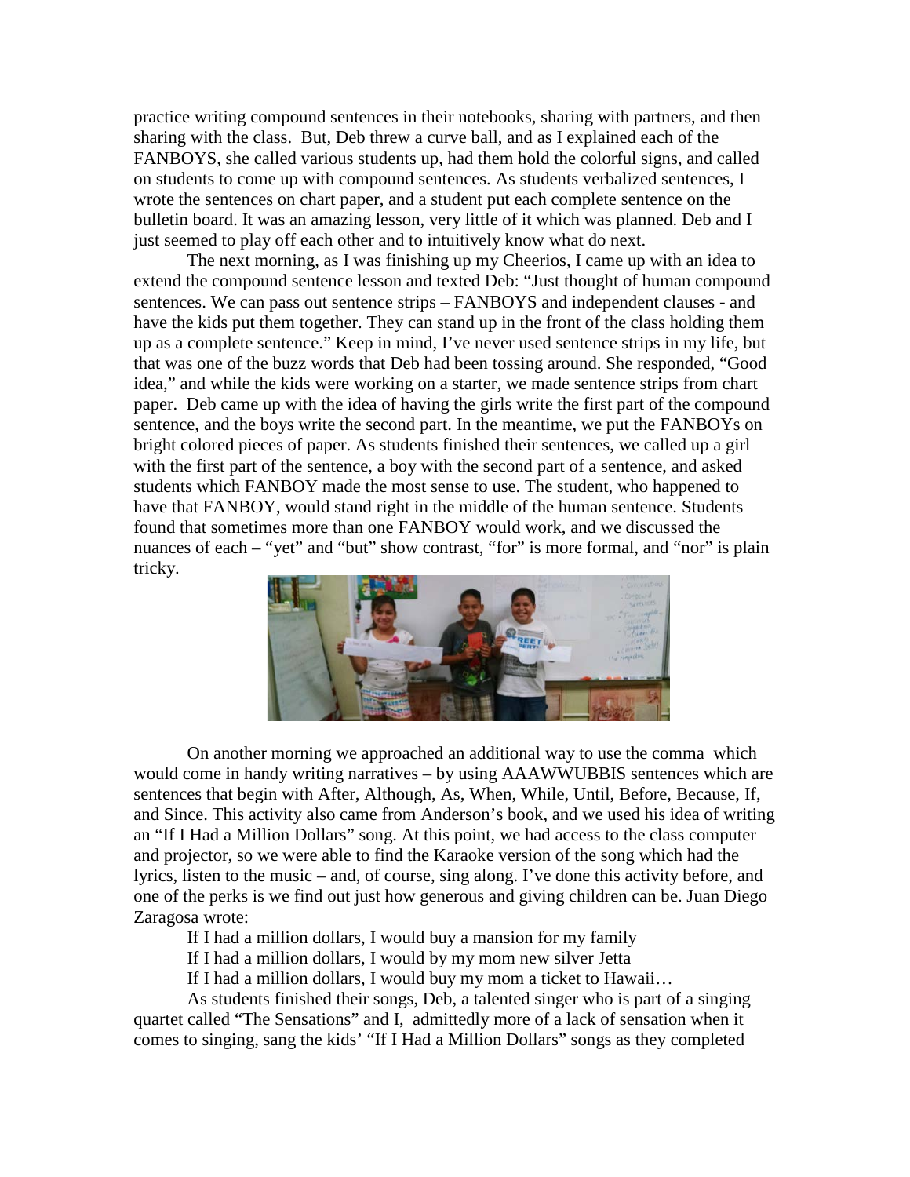practice writing compound sentences in their notebooks, sharing with partners, and then sharing with the class.  But, Deb threw a curve ball, and as I explained each of the FANBOYS, she called various students up, had them hold the colorful signs, and called on students to come up with compound sentences. As students verbalized sentences, I wrote the sentences on chart paper, and a student put each complete sentence on the bulletin board. It was an amazing lesson, very little of it which was planned. Deb and I just seemed to play off each other and to intuitively know what do next.

The next morning, as I was finishing up my Cheerios, I came up with an idea to extend the compound sentence lesson and texted Deb: "Just thought of human compound sentences. We can pass out sentence strips – FANBOYS and independent clauses - and have the kids put them together. They can stand up in the front of the class holding them up as a complete sentence." Keep in mind, I've never used sentence strips in my life, but that was one of the buzz words that Deb had been tossing around. She responded, "Good idea," and while the kids were working on a starter, we made sentence strips from chart paper.  Deb came up with the idea of having the girls write the first part of the compound sentence, and the boys write the second part. In the meantime, we put the FANBOYs on bright colored pieces of paper. As students finished their sentences, we called up a girl with the first part of the sentence, a boy with the second part of a sentence, and asked students which FANBOY made the most sense to use. The student, who happened to have that FANBOY, would stand right in the middle of the human sentence. Students found that sometimes more than one FANBOY would work, and we discussed the nuances of each – "yet" and "but" show contrast, "for" is more formal, and "nor" is plain tricky.

On another morning we approached an additional way to use the comma  which would come in handy writing narratives – by using AAAWWUBBIS sentences which are sentences that begin with After, Although, As, When, While, Until, Before, Because, If, and Since. This activity also came from Anderson's book, and we used his idea of writing an "If I Had a Million Dollars" song. At this point, we had access to the class computer and projector, so we were able to find the Karaoke version of the song which had the lyrics, listen to the music – and, of course, sing along. I've done this activity before, and one of the perks is we find out just how generous and giving children can be. Juan Diego Zaragosa wrote:

> If I had a million dollars, I would buy a mansion for my family
>
> If I had a million dollars, I would by my mom new silver Jetta
>
> If I had a million dollars, I would buy my mom a ticket to Hawaii…

As students finished their songs, Deb, a talented singer who is part of a singing quartet called "The Sensations" and I,  admittedly more of a lack of sensation when it comes to singing, sang the kids' "If I Had a Million Dollars" songs as they completed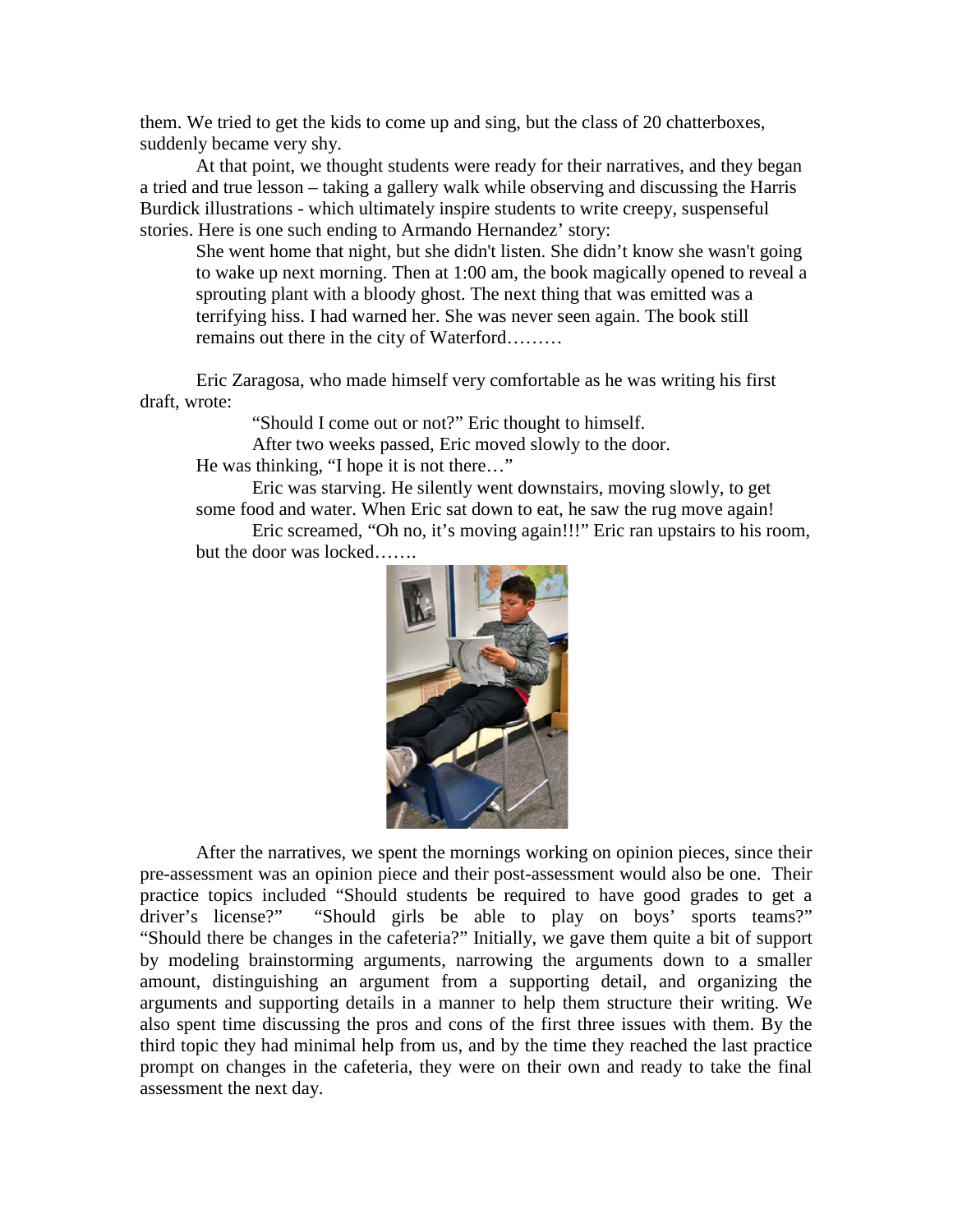them. We tried to get the kids to come up and sing, but the class of 20 chatterboxes, suddenly became very shy.

At that point, we thought students were ready for their narratives, and they began a tried and true lesson – taking a gallery walk while observing and discussing the Harris Burdick illustrations - which ultimately inspire students to write creepy, suspenseful stories. Here is one such ending to Armando Hernandez' story:

> She went home that night, but she didn't listen. She didn't know she wasn't going to wake up next morning. Then at 1:00 am, the book magically opened to reveal a sprouting plant with a bloody ghost. The next thing that was emitted was a terrifying hiss. I had warned her. She was never seen again. The book still remains out there in the city of Waterford………

Eric Zaragosa, who made himself very comfortable as he was writing his first draft, wrote:

> "Should I come out or not?" Eric thought to himself.
>
> After two weeks passed, Eric moved slowly to the door.
>
> He was thinking, "I hope it is not there…"
>
> Eric was starving. He silently went downstairs, moving slowly, to get some food and water. When Eric sat down to eat, he saw the rug move again!
>
> Eric screamed, "Oh no, it's moving again!!!" Eric ran upstairs to his room, but the door was locked…….

After the narratives, we spent the mornings working on opinion pieces, since their pre-assessment was an opinion piece and their post-assessment would also be one. Their practice topics included "Should students be required to have good grades to get a driver's license?" "Should girls be able to play on boys' sports teams?" "Should there be changes in the cafeteria?" Initially, we gave them quite a bit of support by modeling brainstorming arguments, narrowing the arguments down to a smaller amount, distinguishing an argument from a supporting detail, and organizing the arguments and supporting details in a manner to help them structure their writing. We also spent time discussing the pros and cons of the first three issues with them. By the third topic they had minimal help from us, and by the time they reached the last practice prompt on changes in the cafeteria, they were on their own and ready to take the final assessment the next day.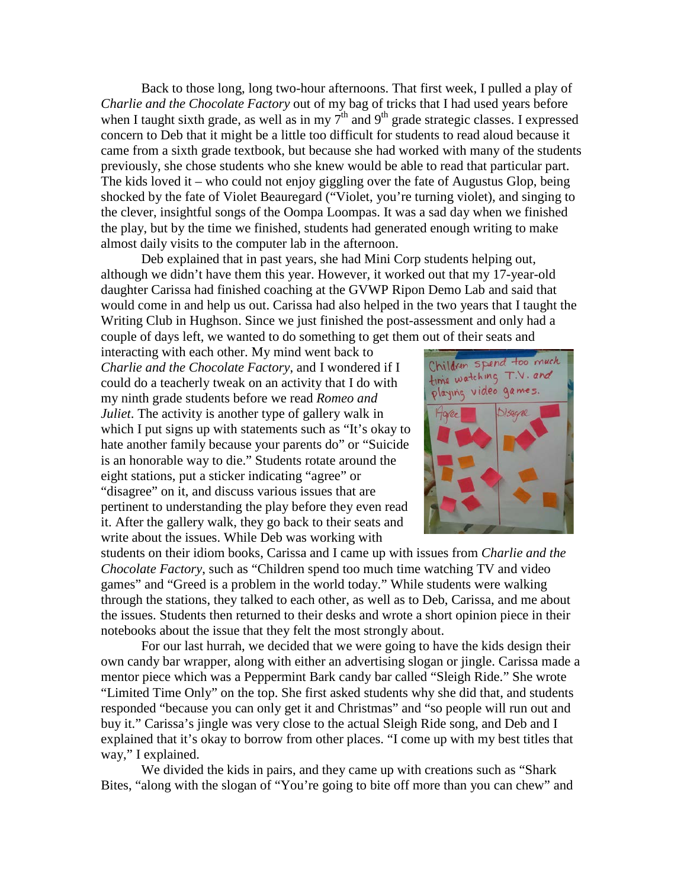Back to those long, long two-hour afternoons. That first week, I pulled a play of *Charlie and the Chocolate Factory* out of my bag of tricks that I had used years before when I taught sixth grade, as well as in my 7th and 9th grade strategic classes. I expressed concern to Deb that it might be a little too difficult for students to read aloud because it came from a sixth grade textbook, but because she had worked with many of the students previously, she chose students who she knew would be able to read that particular part. The kids loved it – who could not enjoy giggling over the fate of Augustus Glop, being shocked by the fate of Violet Beauregard ("Violet, you're turning violet), and singing to the clever, insightful songs of the Oompa Loompas. It was a sad day when we finished the play, but by the time we finished, students had generated enough writing to make almost daily visits to the computer lab in the afternoon.

Deb explained that in past years, she had Mini Corp students helping out, although we didn't have them this year. However, it worked out that my 17-year-old daughter Carissa had finished coaching at the GVWP Ripon Demo Lab and said that would come in and help us out. Carissa had also helped in the two years that I taught the Writing Club in Hughson. Since we just finished the post-assessment and only had a couple of days left, we wanted to do something to get them out of their seats and interacting with each other. My mind went back to *Charlie and the Chocolate Factory*, and I wondered if I could do a teacherly tweak on an activity that I do with my ninth grade students before we read *Romeo and Juliet*. The activity is another type of gallery walk in which I put signs up with statements such as "It's okay to hate another family because your parents do" or "Suicide is an honorable way to die." Students rotate around the eight stations, put a sticker indicating "agree" or "disagree" on it, and discuss various issues that are pertinent to understanding the play before they even read it. After the gallery walk, they go back to their seats and write about the issues. While Deb was working with students on their idiom books, Carissa and I came up with issues from *Charlie and the Chocolate Factory*, such as "Children spend too much time watching TV and video games" and "Greed is a problem in the world today." While students were walking through the stations, they talked to each other, as well as to Deb, Carissa, and me about the issues. Students then returned to their desks and wrote a short opinion piece in their notebooks about the issue that they felt the most strongly about.

For our last hurrah, we decided that we were going to have the kids design their own candy bar wrapper, along with either an advertising slogan or jingle. Carissa made a mentor piece which was a Peppermint Bark candy bar called "Sleigh Ride." She wrote "Limited Time Only" on the top. She first asked students why she did that, and students responded "because you can only get it and Christmas" and "so people will run out and buy it." Carissa's jingle was very close to the actual Sleigh Ride song, and Deb and I explained that it's okay to borrow from other places. "I come up with my best titles that way," I explained.

We divided the kids in pairs, and they came up with creations such as "Shark Bites, "along with the slogan of "You're going to bite off more than you can chew" and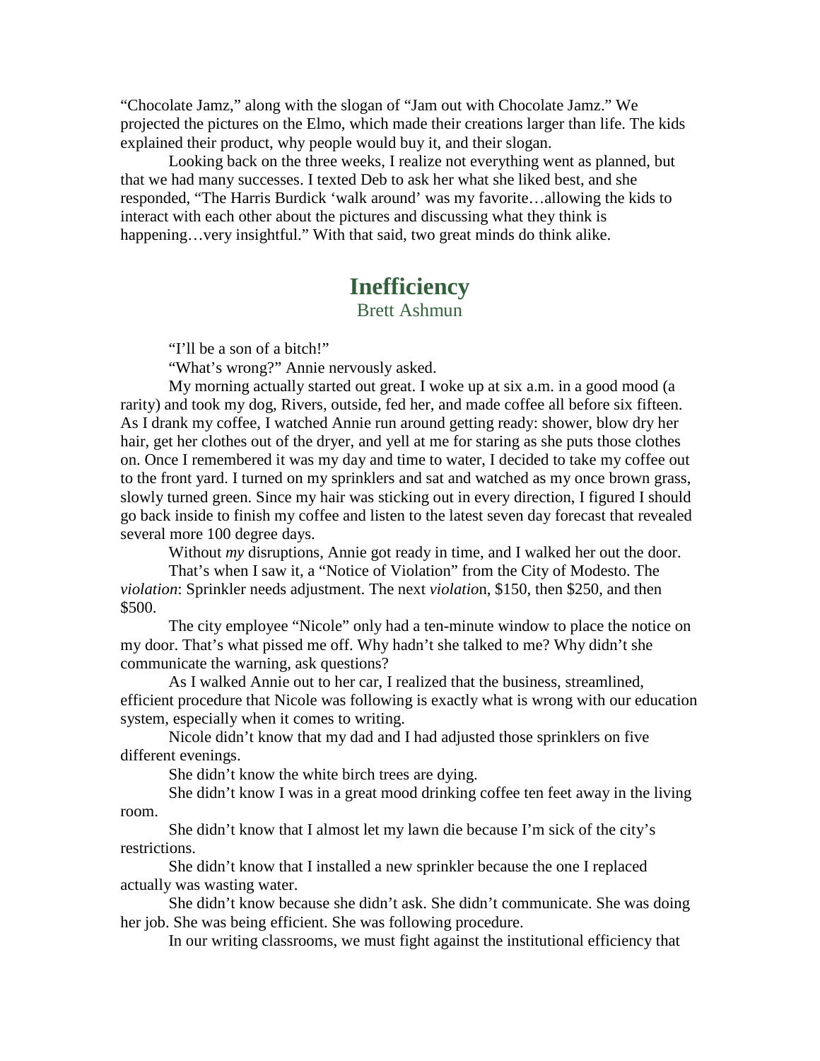"Chocolate Jamz," along with the slogan of "Jam out with Chocolate Jamz." We projected the pictures on the Elmo, which made their creations larger than life. The kids explained their product, why people would buy it, and their slogan.

Looking back on the three weeks, I realize not everything went as planned, but that we had many successes. I texted Deb to ask her what she liked best, and she responded, "The Harris Burdick 'walk around' was my favorite…allowing the kids to interact with each other about the pictures and discussing what they think is happening…very insightful." With that said, two great minds do think alike.

## Inefficiency

Brett Ashmun

"I'll be a son of a bitch!"

"What's wrong?" Annie nervously asked.

My morning actually started out great. I woke up at six a.m. in a good mood (a rarity) and took my dog, Rivers, outside, fed her, and made coffee all before six fifteen. As I drank my coffee, I watched Annie run around getting ready: shower, blow dry her hair, get her clothes out of the dryer, and yell at me for staring as she puts those clothes on. Once I remembered it was my day and time to water, I decided to take my coffee out to the front yard. I turned on my sprinklers and sat and watched as my once brown grass, slowly turned green. Since my hair was sticking out in every direction, I figured I should go back inside to finish my coffee and listen to the latest seven day forecast that revealed several more 100 degree days.

Without *my* disruptions, Annie got ready in time, and I walked her out the door.

That's when I saw it, a "Notice of Violation" from the City of Modesto. The *violation*: Sprinkler needs adjustment. The next *violatio*n, $150, then $250, and then $500.

The city employee "Nicole" only had a ten-minute window to place the notice on my door. That's what pissed me off. Why hadn't she talked to me? Why didn't she communicate the warning, ask questions?

As I walked Annie out to her car, I realized that the business, streamlined, efficient procedure that Nicole was following is exactly what is wrong with our education system, especially when it comes to writing.

Nicole didn't know that my dad and I had adjusted those sprinklers on five different evenings.

She didn't know the white birch trees are dying.

She didn't know I was in a great mood drinking coffee ten feet away in the living room.

She didn't know that I almost let my lawn die because I'm sick of the city's restrictions.

She didn't know that I installed a new sprinkler because the one I replaced actually was wasting water.

She didn't know because she didn't ask. She didn't communicate. She was doing her job. She was being efficient. She was following procedure.

In our writing classrooms, we must fight against the institutional efficiency that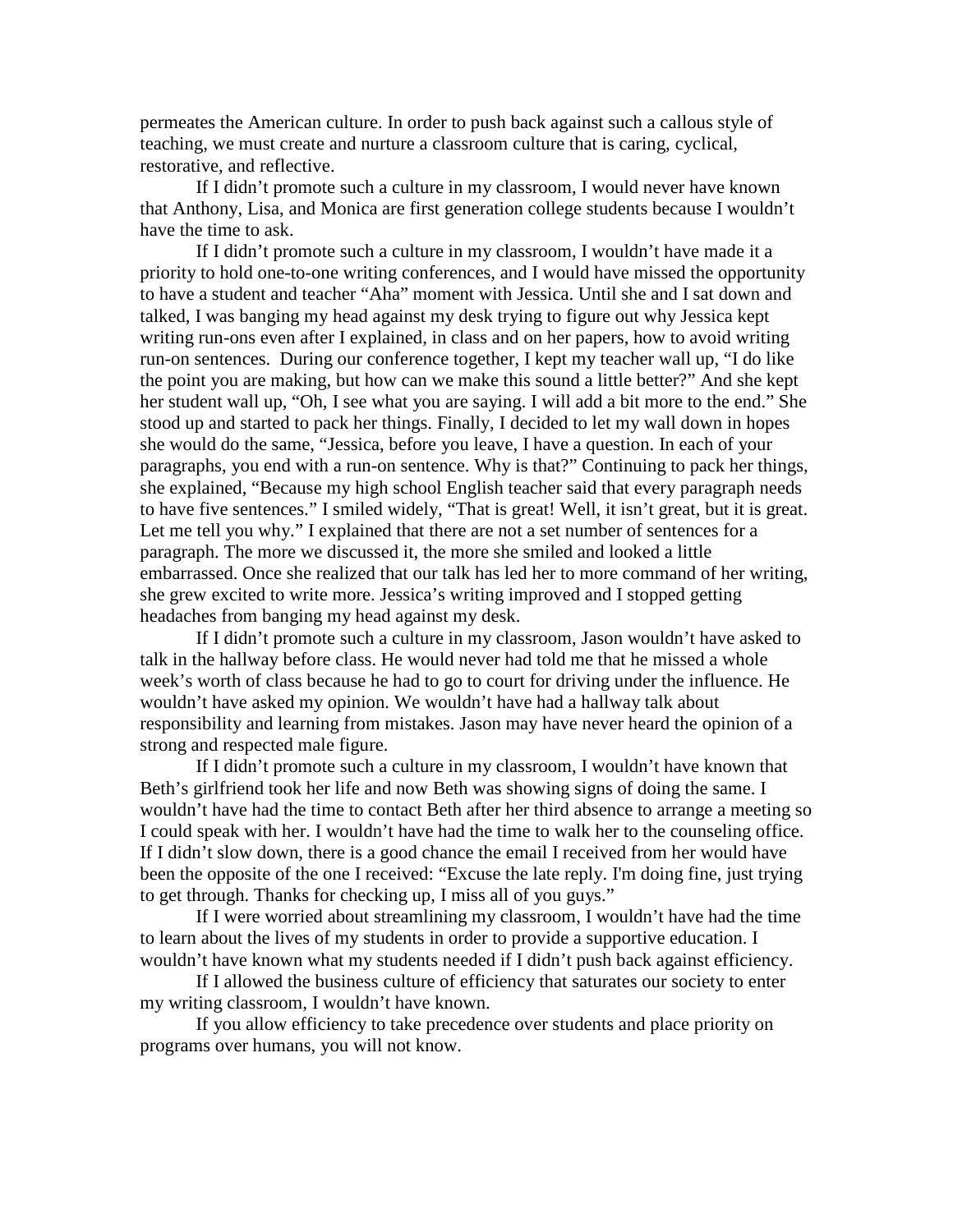permeates the American culture. In order to push back against such a callous style of teaching, we must create and nurture a classroom culture that is caring, cyclical, restorative, and reflective.

If I didn't promote such a culture in my classroom, I would never have known that Anthony, Lisa, and Monica are first generation college students because I wouldn't have the time to ask.

If I didn't promote such a culture in my classroom, I wouldn't have made it a priority to hold one-to-one writing conferences, and I would have missed the opportunity to have a student and teacher "Aha" moment with Jessica. Until she and I sat down and talked, I was banging my head against my desk trying to figure out why Jessica kept writing run-ons even after I explained, in class and on her papers, how to avoid writing run-on sentences. During our conference together, I kept my teacher wall up, "I do like the point you are making, but how can we make this sound a little better?" And she kept her student wall up, "Oh, I see what you are saying. I will add a bit more to the end." She stood up and started to pack her things. Finally, I decided to let my wall down in hopes she would do the same, "Jessica, before you leave, I have a question. In each of your paragraphs, you end with a run-on sentence. Why is that?" Continuing to pack her things, she explained, "Because my high school English teacher said that every paragraph needs to have five sentences." I smiled widely, "That is great! Well, it isn't great, but it is great. Let me tell you why." I explained that there are not a set number of sentences for a paragraph. The more we discussed it, the more she smiled and looked a little embarrassed. Once she realized that our talk has led her to more command of her writing, she grew excited to write more. Jessica's writing improved and I stopped getting headaches from banging my head against my desk.

If I didn't promote such a culture in my classroom, Jason wouldn't have asked to talk in the hallway before class. He would never had told me that he missed a whole week's worth of class because he had to go to court for driving under the influence. He wouldn't have asked my opinion. We wouldn't have had a hallway talk about responsibility and learning from mistakes. Jason may have never heard the opinion of a strong and respected male figure.

If I didn't promote such a culture in my classroom, I wouldn't have known that Beth's girlfriend took her life and now Beth was showing signs of doing the same. I wouldn't have had the time to contact Beth after her third absence to arrange a meeting so I could speak with her. I wouldn't have had the time to walk her to the counseling office. If I didn't slow down, there is a good chance the email I received from her would have been the opposite of the one I received: "Excuse the late reply. I'm doing fine, just trying to get through. Thanks for checking up, I miss all of you guys."

If I were worried about streamlining my classroom, I wouldn't have had the time to learn about the lives of my students in order to provide a supportive education. I wouldn't have known what my students needed if I didn't push back against efficiency.

If I allowed the business culture of efficiency that saturates our society to enter my writing classroom, I wouldn't have known.

If you allow efficiency to take precedence over students and place priority on programs over humans, you will not know.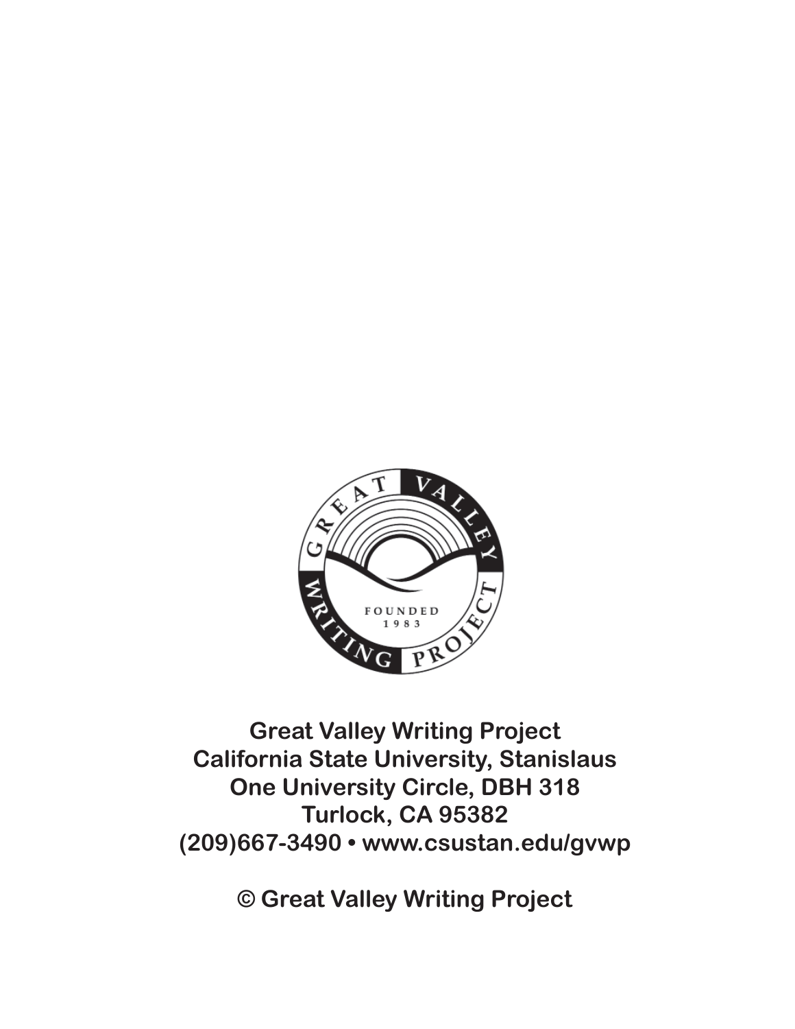**Great Valley Writing Project**
**California State University, Stanislaus**
**One University Circle, DBH 318**
**Turlock, CA 95382**
**(209)667-3490 • www.csustan.edu/gvwp**

**© Great Valley Writing Project**